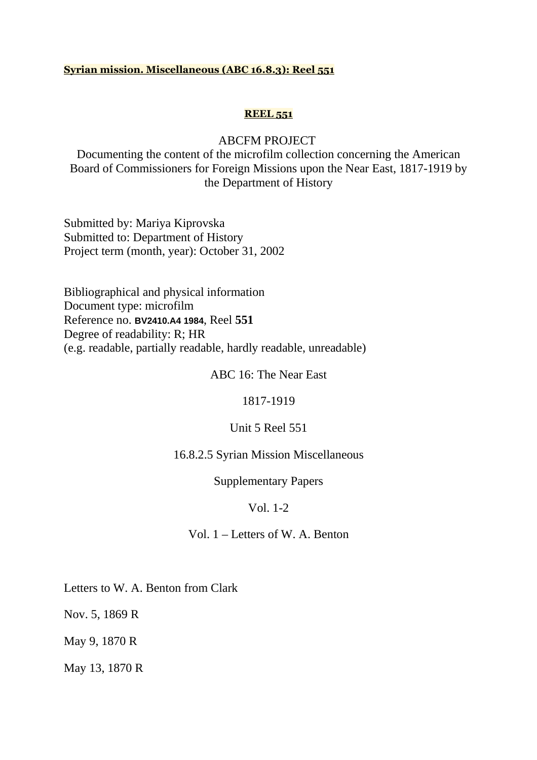**Syrian mission. Miscellaneous (ABC 16.8.3): Reel 551**

**REEL 551**

ABCFM PROJECT

Documenting the content of the microfilm collection concerning the American Board of Commissioners for Foreign Missions upon the Near East, 1817-1919 by the Department of History

Submitted by: Mariya Kiprovska
Submitted to: Department of History
Project term (month, year): October 31, 2002

Bibliographical and physical information
Document type: microfilm
Reference no. **BV2410.A4 1984**, Reel **551**
Degree of readability: R; HR
(e.g. readable, partially readable, hardly readable, unreadable)

ABC 16: The Near East

1817-1919

Unit 5 Reel 551

16.8.2.5 Syrian Mission Miscellaneous

Supplementary Papers

Vol. 1-2

Vol. 1 – Letters of W. A. Benton

Letters to W. A. Benton from Clark

Nov. 5, 1869 R

May 9, 1870 R

May 13, 1870 R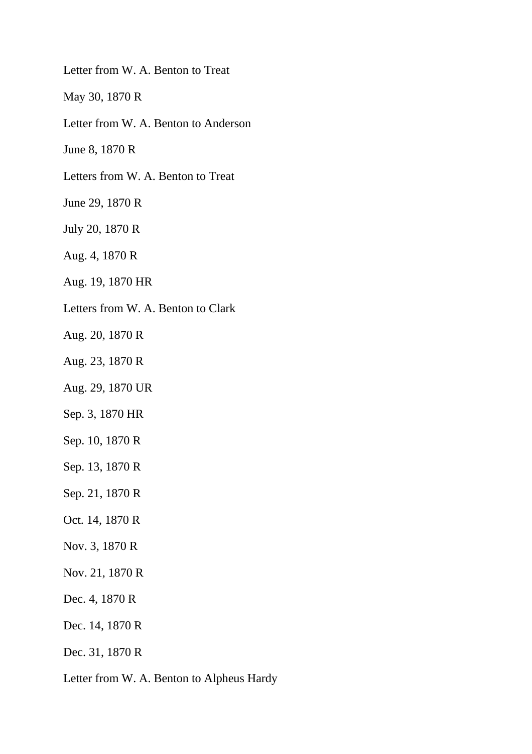Letter from W. A. Benton to Treat

May 30, 1870 R

Letter from W. A. Benton to Anderson

June 8, 1870 R

Letters from W. A. Benton to Treat

June 29, 1870 R

July 20, 1870 R

Aug. 4, 1870 R

Aug. 19, 1870 HR

Letters from W. A. Benton to Clark

Aug. 20, 1870 R

Aug. 23, 1870 R

Aug. 29, 1870 UR

Sep. 3, 1870 HR

Sep. 10, 1870 R

Sep. 13, 1870 R

Sep. 21, 1870 R

Oct. 14, 1870 R

Nov. 3, 1870 R

Nov. 21, 1870 R

Dec. 4, 1870 R

Dec. 14, 1870 R

Dec. 31, 1870 R

Letter from W. A. Benton to Alpheus Hardy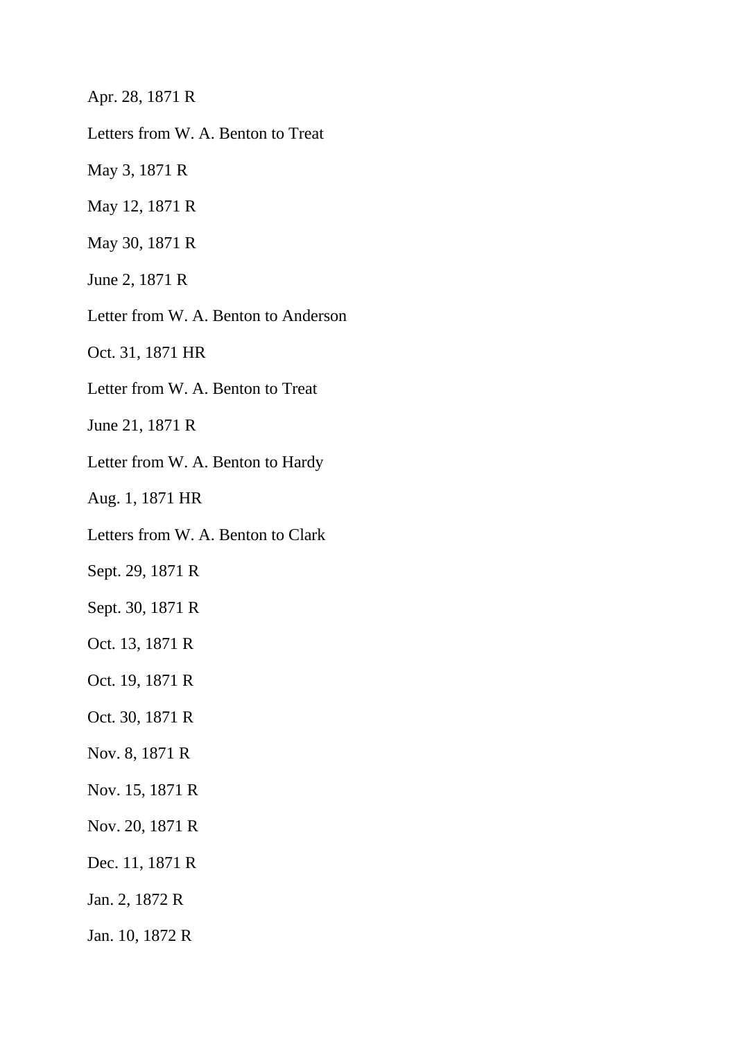Apr. 28, 1871 R

Letters from W. A. Benton to Treat

May 3, 1871 R

May 12, 1871 R

May 30, 1871 R

June 2, 1871 R

Letter from W. A. Benton to Anderson

Oct. 31, 1871 HR

Letter from W. A. Benton to Treat

June 21, 1871 R

Letter from W. A. Benton to Hardy

Aug. 1, 1871 HR

Letters from W. A. Benton to Clark

Sept. 29, 1871 R

Sept. 30, 1871 R

Oct. 13, 1871 R

Oct. 19, 1871 R

Oct. 30, 1871 R

Nov. 8, 1871 R

Nov. 15, 1871 R

Nov. 20, 1871 R

Dec. 11, 1871 R

Jan. 2, 1872 R

Jan. 10, 1872 R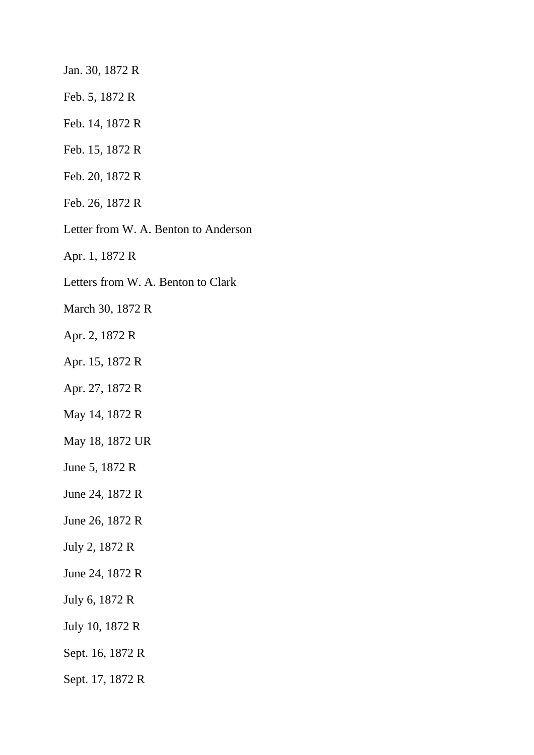Jan. 30, 1872 R

Feb. 5, 1872 R

Feb. 14, 1872 R

Feb. 15, 1872 R

Feb. 20, 1872 R

Feb. 26, 1872 R

Letter from W. A. Benton to Anderson

Apr. 1, 1872 R

Letters from W. A. Benton to Clark

March 30, 1872 R

Apr. 2, 1872 R

Apr. 15, 1872 R

Apr. 27, 1872 R

May 14, 1872 R

May 18, 1872 UR

June 5, 1872 R

June 24, 1872 R

June 26, 1872 R

July 2, 1872 R

June 24, 1872 R

July 6, 1872 R

July 10, 1872 R

Sept. 16, 1872 R

Sept. 17, 1872 R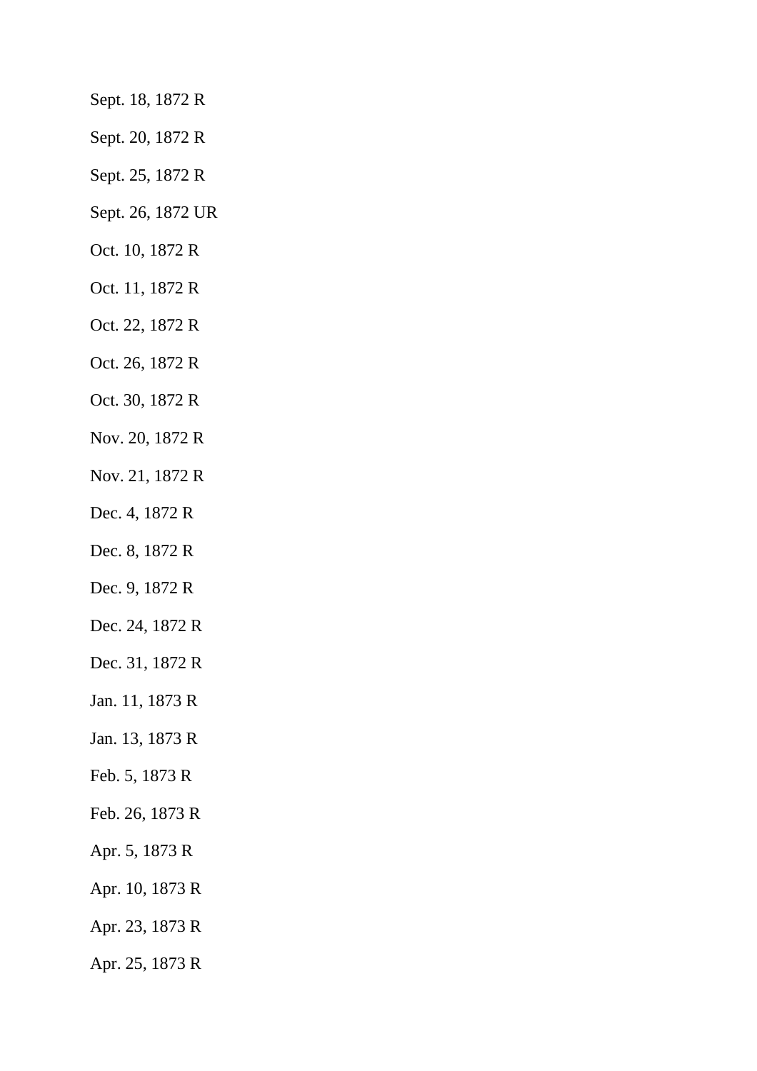Sept. 18, 1872 R

Sept. 20, 1872 R

Sept. 25, 1872 R

Sept. 26, 1872 UR

Oct. 10, 1872 R

Oct. 11, 1872 R

Oct. 22, 1872 R

Oct. 26, 1872 R

Oct. 30, 1872 R

Nov. 20, 1872 R

Nov. 21, 1872 R

Dec. 4, 1872 R

Dec. 8, 1872 R

Dec. 9, 1872 R

Dec. 24, 1872 R

Dec. 31, 1872 R

Jan. 11, 1873 R

Jan. 13, 1873 R

Feb. 5, 1873 R

Feb. 26, 1873 R

Apr. 5, 1873 R

Apr. 10, 1873 R

Apr. 23, 1873 R

Apr. 25, 1873 R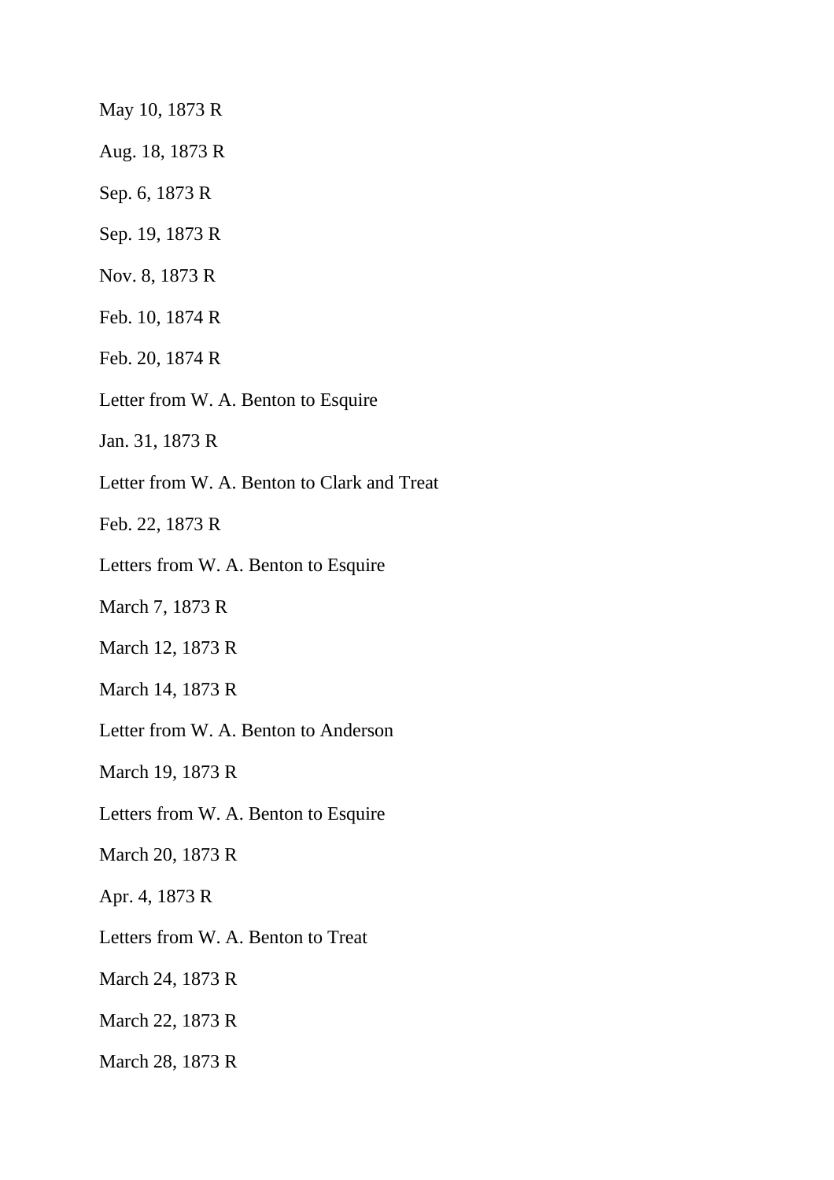May 10, 1873 R

Aug. 18, 1873 R

Sep. 6, 1873 R

Sep. 19, 1873 R

Nov. 8, 1873 R

Feb. 10, 1874 R

Feb. 20, 1874 R

Letter from W. A. Benton to Esquire

Jan. 31, 1873 R

Letter from W. A. Benton to Clark and Treat

Feb. 22, 1873 R

Letters from W. A. Benton to Esquire

March 7, 1873 R

March 12, 1873 R

March 14, 1873 R

Letter from W. A. Benton to Anderson

March 19, 1873 R

Letters from W. A. Benton to Esquire

March 20, 1873 R

Apr. 4, 1873 R

Letters from W. A. Benton to Treat

March 24, 1873 R

March 22, 1873 R

March 28, 1873 R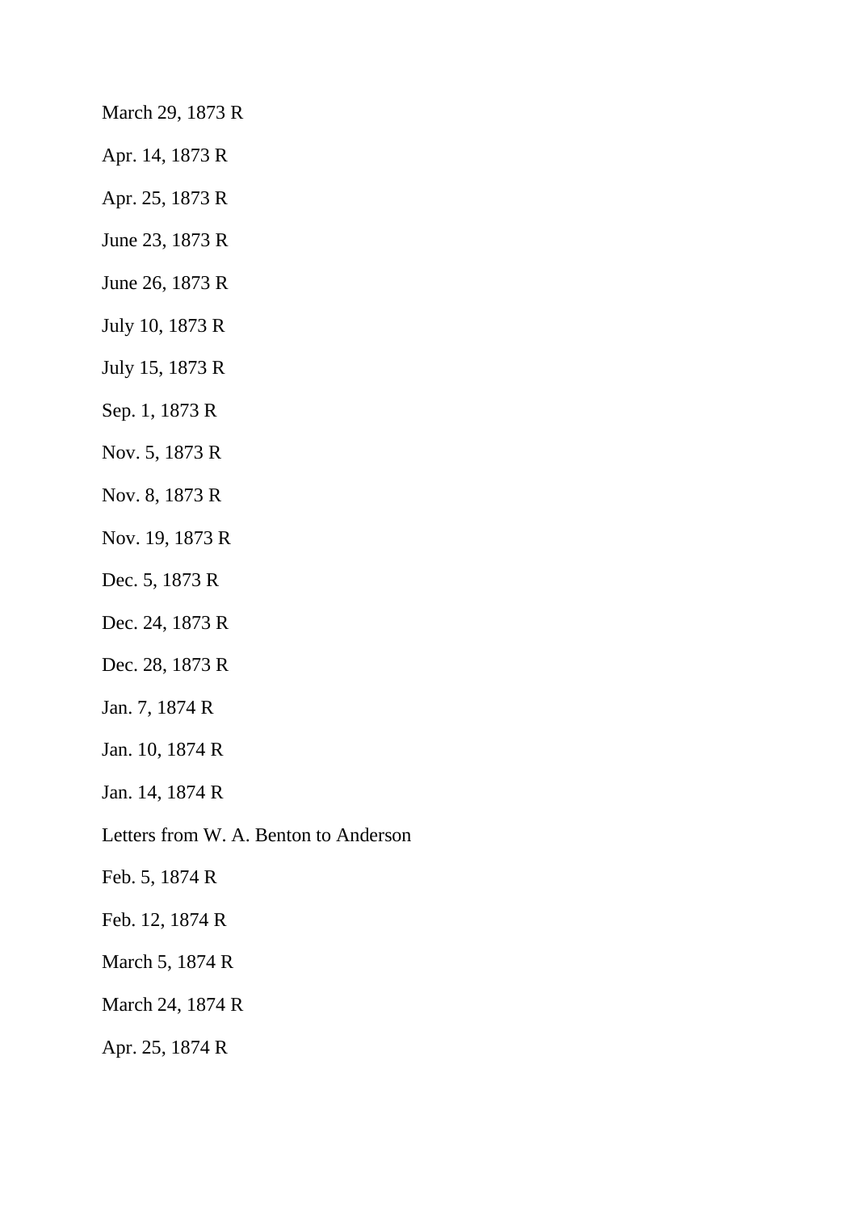March 29, 1873 R

Apr. 14, 1873 R

Apr. 25, 1873 R

June 23, 1873 R

June 26, 1873 R

July 10, 1873 R

July 15, 1873 R

Sep. 1, 1873 R

Nov. 5, 1873 R

Nov. 8, 1873 R

Nov. 19, 1873 R

Dec. 5, 1873 R

Dec. 24, 1873 R

Dec. 28, 1873 R

Jan. 7, 1874 R

Jan. 10, 1874 R

Jan. 14, 1874 R

Letters from W. A. Benton to Anderson

Feb. 5, 1874 R

Feb. 12, 1874 R

March 5, 1874 R

March 24, 1874 R

Apr. 25, 1874 R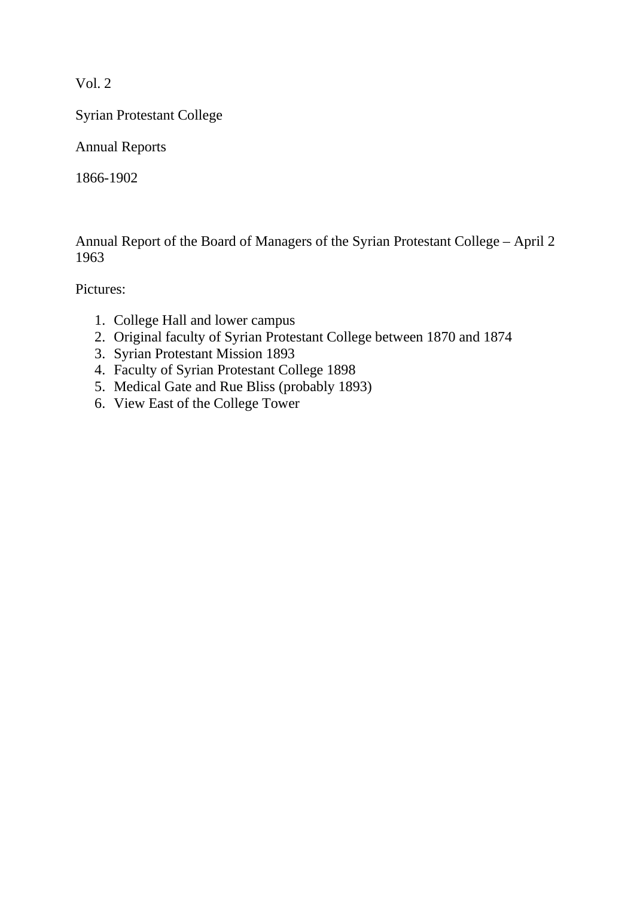Vol. 2

Syrian Protestant College

Annual Reports

1866-1902

Annual Report of the Board of Managers of the Syrian Protestant College – April 2 1963

Pictures:

1. College Hall and lower campus
2. Original faculty of Syrian Protestant College between 1870 and 1874
3. Syrian Protestant Mission 1893
4. Faculty of Syrian Protestant College 1898
5. Medical Gate and Rue Bliss (probably 1893)
6. View East of the College Tower